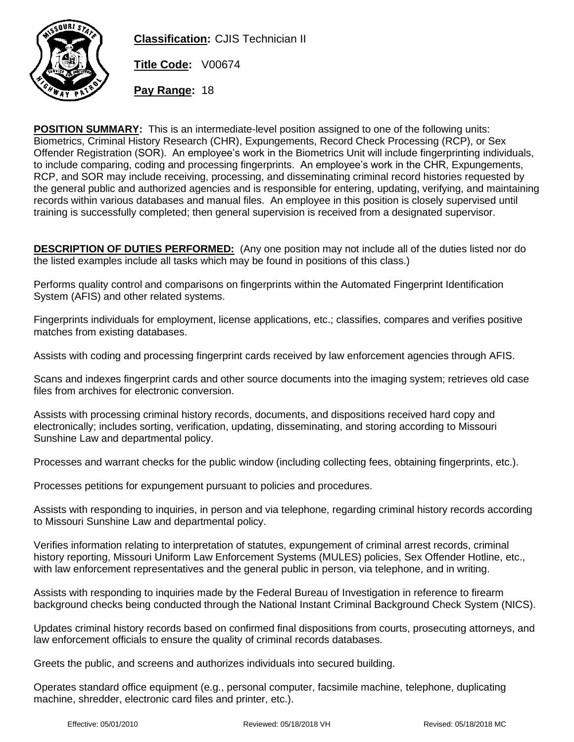**Classification:** CJIS Technician II

**Title Code:** V00674

**Pay Range:** 18

**POSITION SUMMARY:** This is an intermediate-level position assigned to one of the following units: Biometrics, Criminal History Research (CHR), Expungements, Record Check Processing (RCP), or Sex Offender Registration (SOR). An employee's work in the Biometrics Unit will include fingerprinting individuals, to include comparing, coding and processing fingerprints. An employee's work in the CHR, Expungements, RCP, and SOR may include receiving, processing, and disseminating criminal record histories requested by the general public and authorized agencies and is responsible for entering, updating, verifying, and maintaining records within various databases and manual files. An employee in this position is closely supervised until training is successfully completed; then general supervision is received from a designated supervisor.

**DESCRIPTION OF DUTIES PERFORMED:** (Any one position may not include all of the duties listed nor do the listed examples include all tasks which may be found in positions of this class.)

Performs quality control and comparisons on fingerprints within the Automated Fingerprint Identification System (AFIS) and other related systems.

Fingerprints individuals for employment, license applications, etc.; classifies, compares and verifies positive matches from existing databases.

Assists with coding and processing fingerprint cards received by law enforcement agencies through AFIS.

Scans and indexes fingerprint cards and other source documents into the imaging system; retrieves old case files from archives for electronic conversion.

Assists with processing criminal history records, documents, and dispositions received hard copy and electronically; includes sorting, verification, updating, disseminating, and storing according to Missouri Sunshine Law and departmental policy.

Processes and warrant checks for the public window (including collecting fees, obtaining fingerprints, etc.).

Processes petitions for expungement pursuant to policies and procedures.

Assists with responding to inquiries, in person and via telephone, regarding criminal history records according to Missouri Sunshine Law and departmental policy.

Verifies information relating to interpretation of statutes, expungement of criminal arrest records, criminal history reporting, Missouri Uniform Law Enforcement Systems (MULES) policies, Sex Offender Hotline, etc., with law enforcement representatives and the general public in person, via telephone, and in writing.

Assists with responding to inquiries made by the Federal Bureau of Investigation in reference to firearm background checks being conducted through the National Instant Criminal Background Check System (NICS).

Updates criminal history records based on confirmed final dispositions from courts, prosecuting attorneys, and law enforcement officials to ensure the quality of criminal records databases.

Greets the public, and screens and authorizes individuals into secured building.

Operates standard office equipment (e.g., personal computer, facsimile machine, telephone, duplicating machine, shredder, electronic card files and printer, etc.).

Effective: 05/01/2010 Reviewed: 05/18/2018 VH Revised: 05/18/2018 MC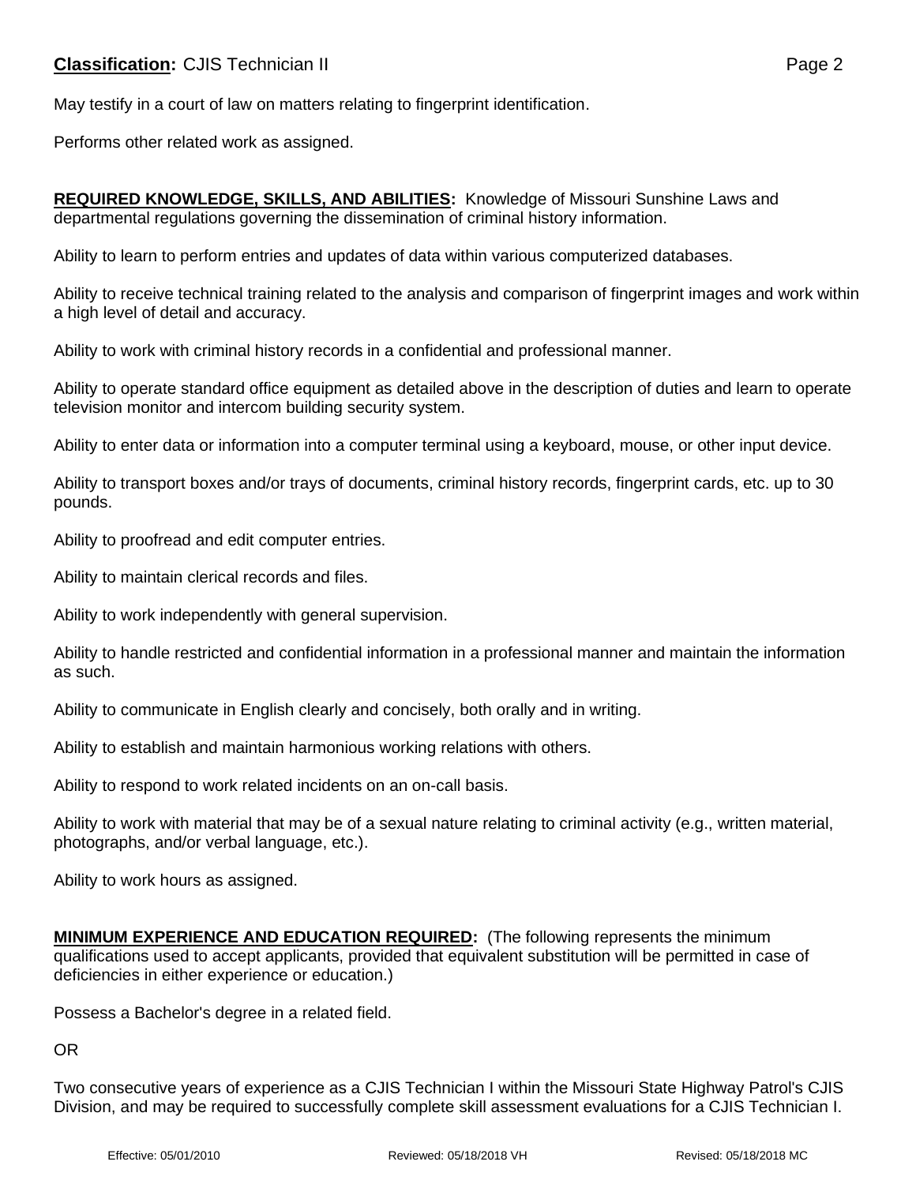May testify in a court of law on matters relating to fingerprint identification.

Performs other related work as assigned.

**REQUIRED KNOWLEDGE, SKILLS, AND ABILITIES:** Knowledge of Missouri Sunshine Laws and departmental regulations governing the dissemination of criminal history information.

Ability to learn to perform entries and updates of data within various computerized databases.

Ability to receive technical training related to the analysis and comparison of fingerprint images and work within a high level of detail and accuracy.

Ability to work with criminal history records in a confidential and professional manner.

Ability to operate standard office equipment as detailed above in the description of duties and learn to operate television monitor and intercom building security system.

Ability to enter data or information into a computer terminal using a keyboard, mouse, or other input device.

Ability to transport boxes and/or trays of documents, criminal history records, fingerprint cards, etc. up to 30 pounds.

Ability to proofread and edit computer entries.

Ability to maintain clerical records and files.

Ability to work independently with general supervision.

Ability to handle restricted and confidential information in a professional manner and maintain the information as such.

Ability to communicate in English clearly and concisely, both orally and in writing.

Ability to establish and maintain harmonious working relations with others.

Ability to respond to work related incidents on an on-call basis.

Ability to work with material that may be of a sexual nature relating to criminal activity (e.g., written material, photographs, and/or verbal language, etc.).

Ability to work hours as assigned.

**MINIMUM EXPERIENCE AND EDUCATION REQUIRED:** (The following represents the minimum qualifications used to accept applicants, provided that equivalent substitution will be permitted in case of deficiencies in either experience or education.)

Possess a Bachelor's degree in a related field.

OR

Two consecutive years of experience as a CJIS Technician I within the Missouri State Highway Patrol's CJIS Division, and may be required to successfully complete skill assessment evaluations for a CJIS Technician I.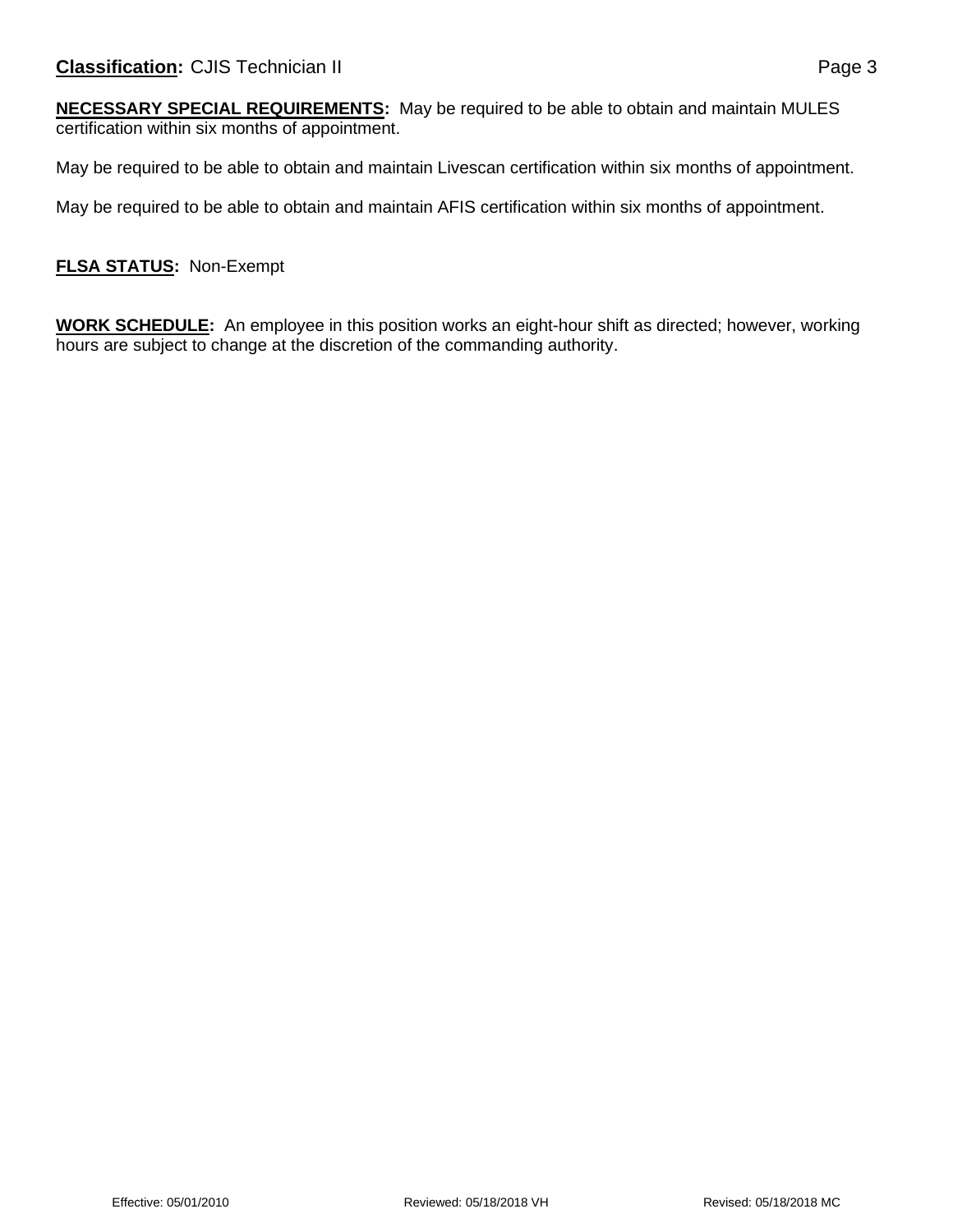**NECESSARY SPECIAL REQUIREMENTS:** May be required to be able to obtain and maintain MULES certification within six months of appointment.

May be required to be able to obtain and maintain Livescan certification within six months of appointment.

May be required to be able to obtain and maintain AFIS certification within six months of appointment.

**FLSA STATUS:** Non-Exempt

**WORK SCHEDULE:** An employee in this position works an eight-hour shift as directed; however, working hours are subject to change at the discretion of the commanding authority.